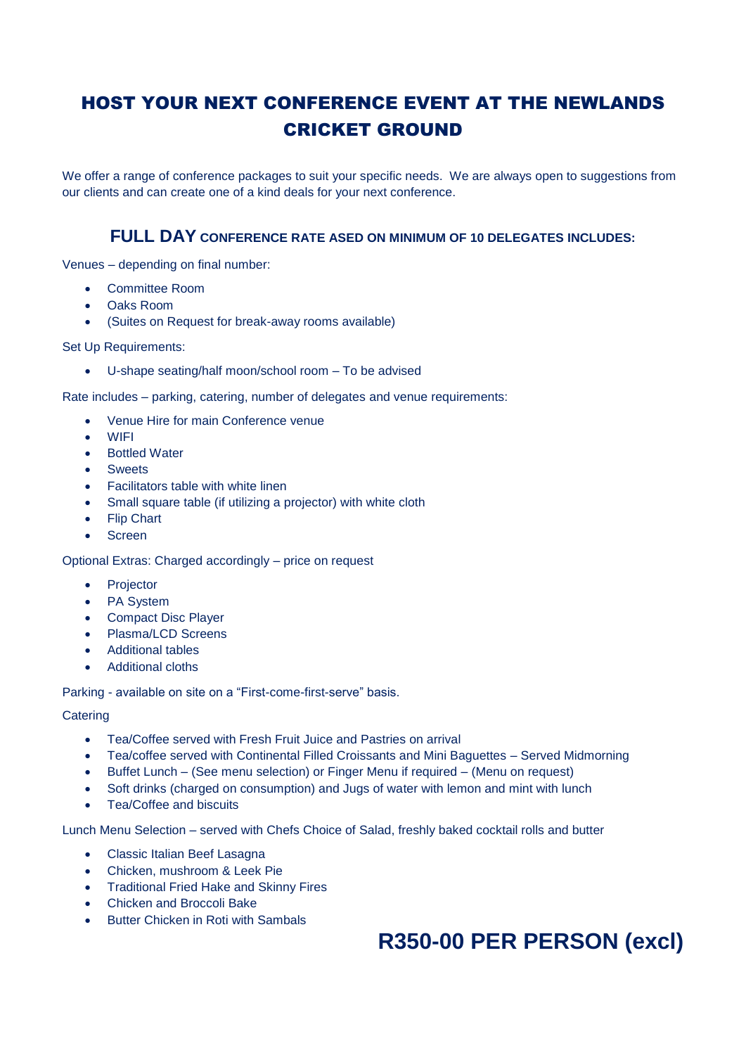# HOST YOUR NEXT CONFERENCE EVENT AT THE NEWLANDS CRICKET GROUND

We offer a range of conference packages to suit your specific needs. We are always open to suggestions from our clients and can create one of a kind deals for your next conference.

## FULL DAY CONFERENCE RATE ASED ON MINIMUM OF 10 DELEGATES INCLUDES:

Venues – depending on final number:

- Committee Room
- Oaks Room
- (Suites on Request for break-away rooms available)

Set Up Requirements:

- U-shape seating/half moon/school room – To be advised

Rate includes – parking, catering, number of delegates and venue requirements:

- Venue Hire for main Conference venue
- WIFI
- Bottled Water
- Sweets
- Facilitators table with white linen
- Small square table (if utilizing a projector) with white cloth
- Flip Chart
- Screen

Optional Extras: Charged accordingly – price on request

- Projector
- PA System
- Compact Disc Player
- Plasma/LCD Screens
- Additional tables
- Additional cloths

Parking - available on site on a "First-come-first-serve" basis.

Catering

- Tea/Coffee served with Fresh Fruit Juice and Pastries on arrival
- Tea/coffee served with Continental Filled Croissants and Mini Baguettes – Served Midmorning
- Buffet Lunch – (See menu selection) or Finger Menu if required – (Menu on request)
- Soft drinks (charged on consumption) and Jugs of water with lemon and mint with lunch
- Tea/Coffee and biscuits

Lunch Menu Selection – served with Chefs Choice of Salad, freshly baked cocktail rolls and butter

- Classic Italian Beef Lasagna
- Chicken, mushroom & Leek Pie
- Traditional Fried Hake and Skinny Fires
- Chicken and Broccoli Bake
- Butter Chicken in Roti with Sambals

**R350-00 PER PERSON (excl)**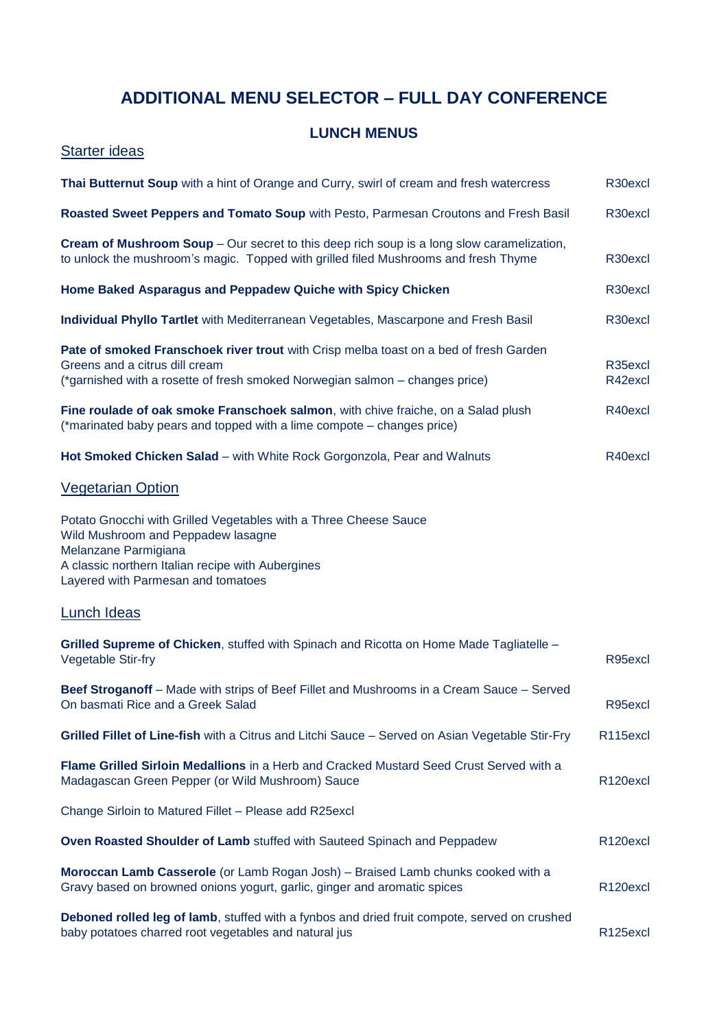# ADDITIONAL MENU SELECTOR – FULL DAY CONFERENCE

## LUNCH MENUS

### Starter ideas

| | |
|---|---|
| **Thai Butternut Soup** with a hint of Orange and Curry, swirl of cream and fresh watercress | R30excl |
| **Roasted Sweet Peppers and Tomato Soup** with Pesto, Parmesan Croutons and Fresh Basil | R30excl |
| **Cream of Mushroom Soup** – Our secret to this deep rich soup is a long slow caramelization, to unlock the mushroom's magic. Topped with grilled filed Mushrooms and fresh Thyme | R30excl |
| **Home Baked Asparagus and Peppadew Quiche with Spicy Chicken** | R30excl |
| **Individual Phyllo Tartlet** with Mediterranean Vegetables, Mascarpone and Fresh Basil | R30excl |
| **Pate of smoked Franschoek river trout** with Crisp melba toast on a bed of fresh Garden Greens and a citrus dill cream (*garnished with a rosette of fresh smoked Norwegian salmon – changes price) | R35excl R42excl |
| **Fine roulade of oak smoke Franschoek salmon**, with chive fraiche, on a Salad plush (*marinated baby pears and topped with a lime compote – changes price) | R40excl |
| **Hot Smoked Chicken Salad** – with White Rock Gorgonzola, Pear and Walnuts | R40excl |

### Vegetarian Option

Potato Gnocchi with Grilled Vegetables with a Three Cheese Sauce
Wild Mushroom and Peppadew lasagne
Melanzane Parmigiana
A classic northern Italian recipe with Aubergines
Layered with Parmesan and tomatoes

### Lunch Ideas

| | |
|---|---|
| **Grilled Supreme of Chicken**, stuffed with Spinach and Ricotta on Home Made Tagliatelle – Vegetable Stir-fry | R95excl |
| **Beef Stroganoff** – Made with strips of Beef Fillet and Mushrooms in a Cream Sauce – Served On basmati Rice and a Greek Salad | R95excl |
| **Grilled Fillet of Line-fish** with a Citrus and Litchi Sauce – Served on Asian Vegetable Stir-Fry | R115excl |
| **Flame Grilled Sirloin Medallions** in a Herb and Cracked Mustard Seed Crust Served with a Madagascan Green Pepper (or Wild Mushroom) Sauce | R120excl |
| Change Sirloin to Matured Fillet – Please add R25excl | |
| **Oven Roasted Shoulder of Lamb** stuffed with Sauteed Spinach and Peppadew | R120excl |
| **Moroccan Lamb Casserole** (or Lamb Rogan Josh) – Braised Lamb chunks cooked with a Gravy based on browned onions yogurt, garlic, ginger and aromatic spices | R120excl |
| **Deboned rolled leg of lamb**, stuffed with a fynbos and dried fruit compote, served on crushed baby potatoes charred root vegetables and natural jus | R125excl |